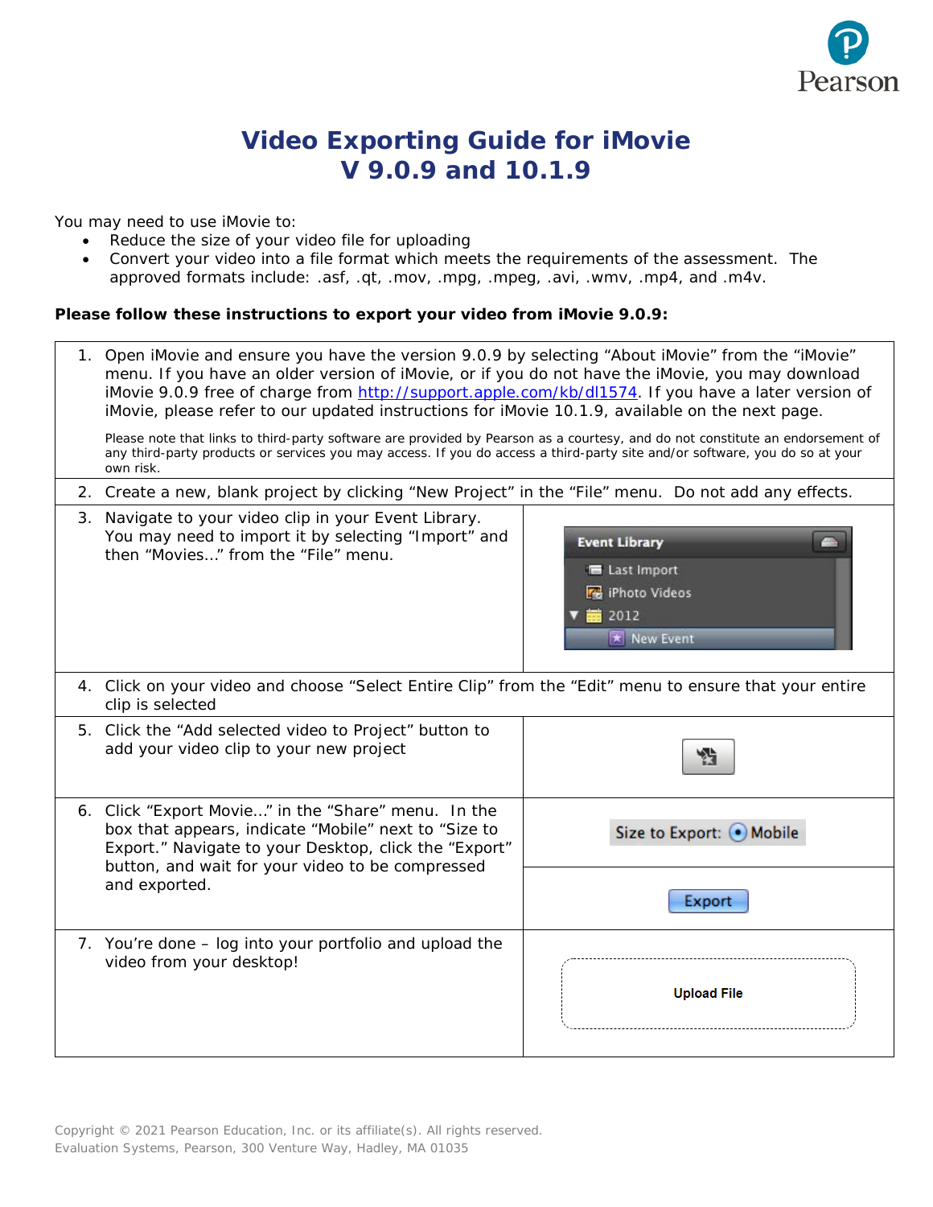# Video Exporting Guide for iMovie V 9.0.9 and 10.1.9

You may need to use iMovie to:

- Reduce the size of your video file for uploading
- Convert your video into a file format which meets the requirements of the assessment. The approved formats include: .asf, .qt, .mov, .mpg, .mpeg, .avi, .wmv, .mp4, and .m4v.

**Please follow these instructions to export your video from iMovie 9.0.9:**

1. Open iMovie and ensure you have the version 9.0.9 by selecting "About iMovie" from the "iMovie" menu. If you have an older version of iMovie, or if you do not have the iMovie, you may download iMovie 9.0.9 free of charge from [http://support.apple.com/kb/dl1574](http://support.apple.com/kb/dl1574). If you have a later version of iMovie, please refer to our updated instructions for iMovie 10.1.9, available on the next page.

   Please note that links to third-party software are provided by Pearson as a courtesy, and do not constitute an endorsement of any third-party products or services you may access. If you do access a third-party site and/or software, you do so at your own risk.

2. Create a new, blank project by clicking "New Project" in the "File" menu. Do not add any effects.

3. Navigate to your video clip in your Event Library. You may need to import it by selecting "Import" and then "Movies…" from the "File" menu.

4. Click on your video and choose "Select Entire Clip" from the "Edit" menu to ensure that your entire clip is selected

5. Click the "Add selected video to Project" button to add your video clip to your new project

6. Click "Export Movie…" in the "Share" menu. In the box that appears, indicate "Mobile" next to "Size to Export." Navigate to your Desktop, click the "Export" button, and wait for your video to be compressed and exported.

7. You're done – log into your portfolio and upload the video from your desktop!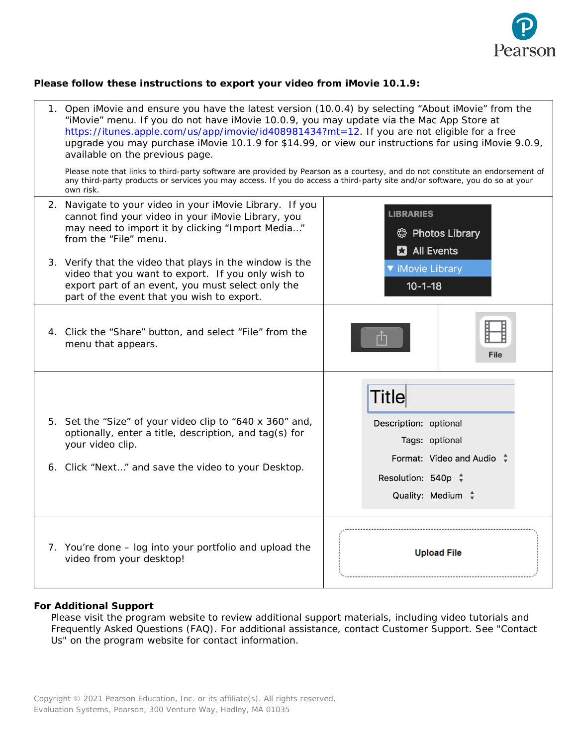**Please follow these instructions to export your video from iMovie 10.1.9:**

1. Open iMovie and ensure you have the latest version (10.0.4) by selecting "About iMovie" from the "iMovie" menu. If you do not have iMovie 10.0.9, you may update via the Mac App Store at https://itunes.apple.com/us/app/imovie/id408981434?mt=12. If you are not eligible for a free upgrade you may purchase iMovie 10.1.9 for $14.99, or view our instructions for using iMovie 9.0.9, available on the previous page.

   Please note that links to third-party software are provided by Pearson as a courtesy, and do not constitute an endorsement of any third-party products or services you may access. If you do access a third-party site and/or software, you do so at your own risk.

2. Navigate to your video in your iMovie Library. If you cannot find your video in your iMovie Library, you may need to import it by clicking "Import Media..." from the "File" menu.

3. Verify that the video that plays in the window is the video that you want to export. If you only wish to export part of an event, you must select only the part of the event that you wish to export.

   LIBRARIES
   Photos Library
   All Events
   iMovie Library
   10-1-18

4. Click the "Share" button, and select "File" from the menu that appears.

   File

5. Set the "Size" of your video clip to "640 x 360" and, optionally, enter a title, description, and tag(s) for your video clip.

6. Click "Next..." and save the video to your Desktop.

   Title
   Description: optional
   Tags: optional
   Format: Video and Audio
   Resolution: 540p
   Quality: Medium

7. You're done – log into your portfolio and upload the video from your desktop!

   Upload File

**For Additional Support**

Please visit the program website to review additional support materials, including video tutorials and Frequently Asked Questions (FAQ). For additional assistance, contact Customer Support. See "Contact Us" on the program website for contact information.

Copyright © 2021 Pearson Education, Inc. or its affiliate(s). All rights reserved.
Evaluation Systems, Pearson, 300 Venture Way, Hadley, MA 01035